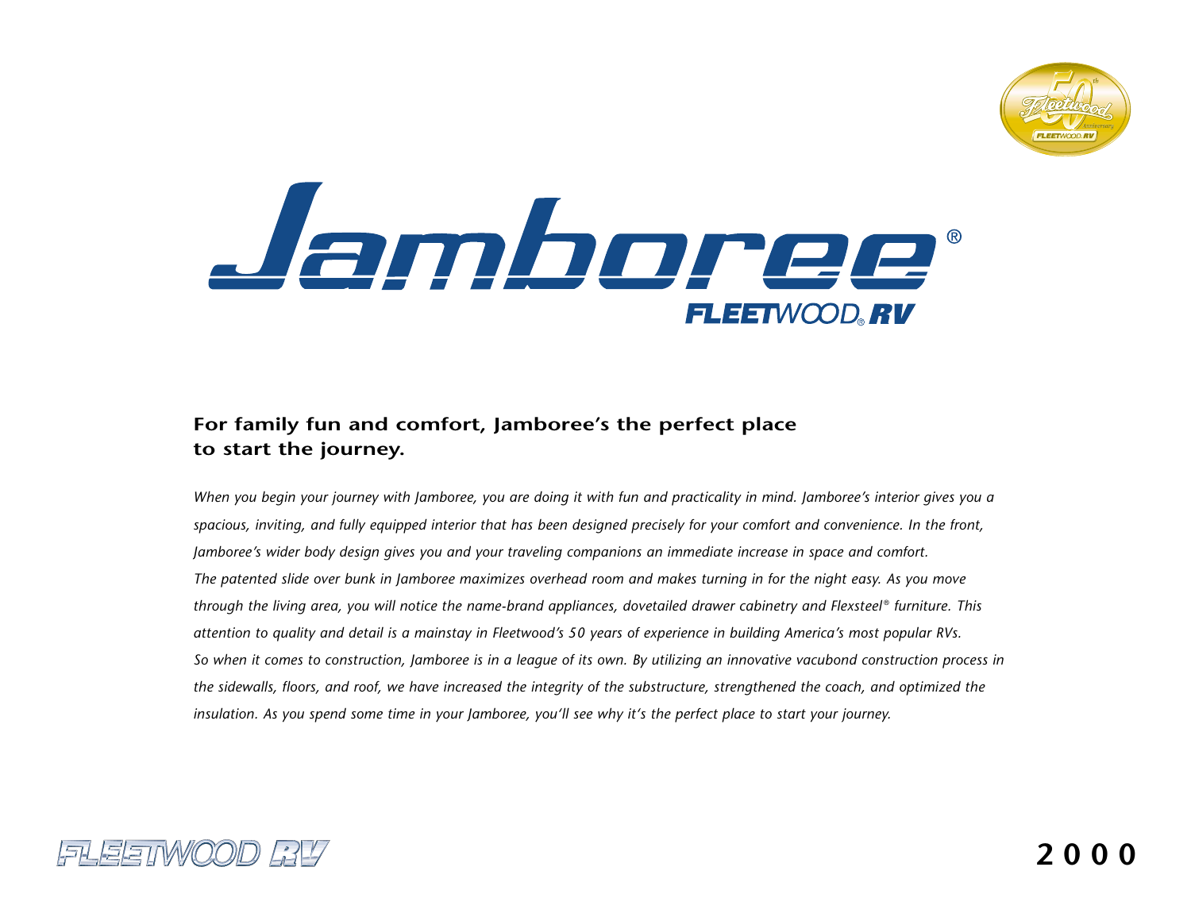# Jamboree®

FLEETWOOD® RV

## For family fun and comfort, Jamboree's the perfect place to start the journey.

*When you begin your journey with Jamboree, you are doing it with fun and practicality in mind. Jamboree's interior gives you a spacious, inviting, and fully equipped interior that has been designed precisely for your comfort and convenience. In the front, Jamboree's wider body design gives you and your traveling companions an immediate increase in space and comfort. The patented slide over bunk in Jamboree maximizes overhead room and makes turning in for the night easy. As you move through the living area, you will notice the name-brand appliances, dovetailed drawer cabinetry and Flexsteel® furniture. This attention to quality and detail is a mainstay in Fleetwood's 50 years of experience in building America's most popular RVs. So when it comes to construction, Jamboree is in a league of its own. By utilizing an innovative vacubond construction process in the sidewalls, floors, and roof, we have increased the integrity of the substructure, strengthened the coach, and optimized the insulation. As you spend some time in your Jamboree, you'll see why it's the perfect place to start your journey.*

FLEETWOOD RV

2000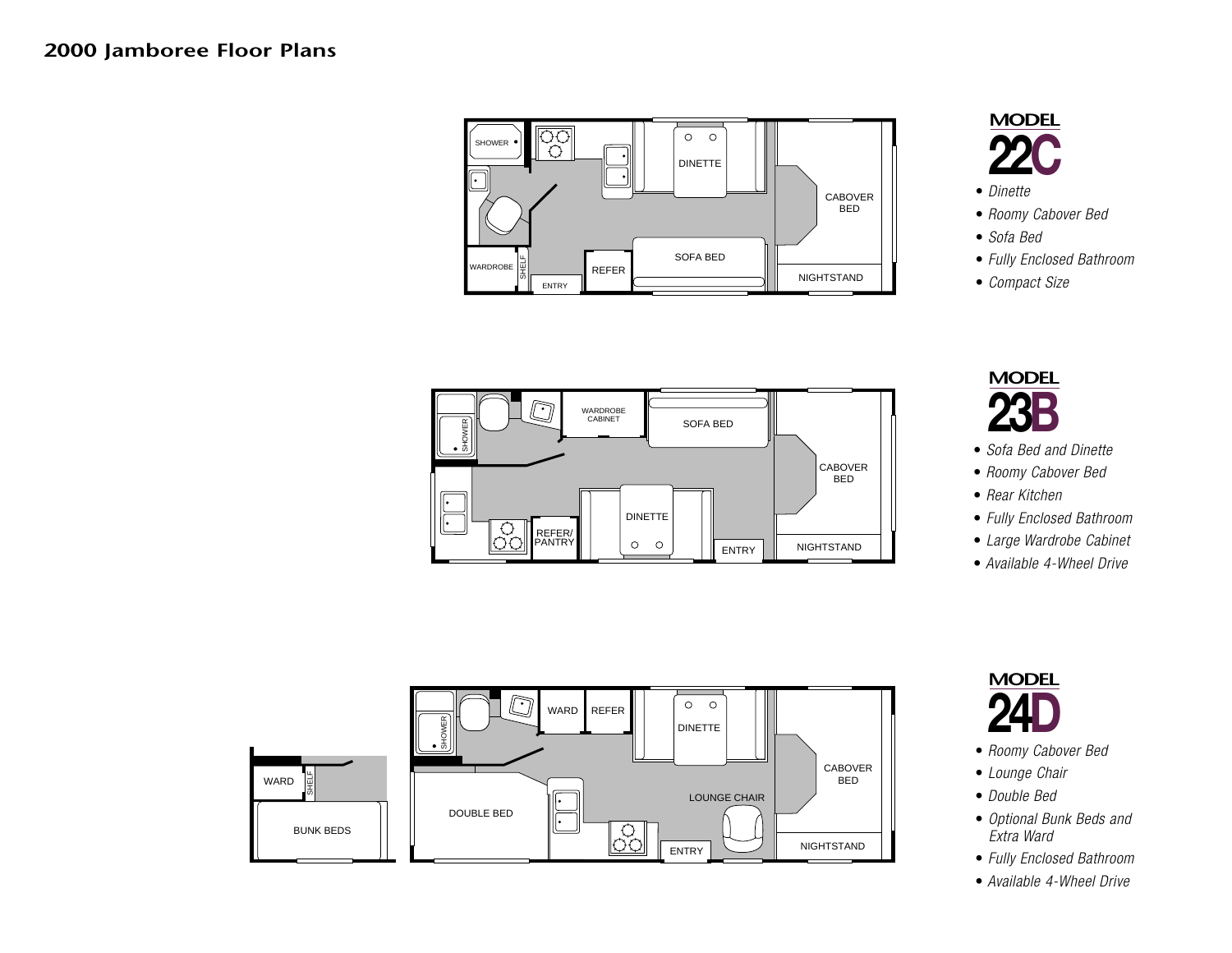# 2000 Jamboree Floor Plans

## MODEL 22C

- *Dinette*
- *Roomy Cabover Bed*
- *Sofa Bed*
- *Fully Enclosed Bathroom*
- *Compact Size*

## MODEL 23B

- *Sofa Bed and Dinette*
- *Roomy Cabover Bed*
- *Rear Kitchen*
- *Fully Enclosed Bathroom*
- *Large Wardrobe Cabinet*
- *Available 4-Wheel Drive*

## MODEL 24D

- *Roomy Cabover Bed*
- *Lounge Chair*
- *Double Bed*
- *Optional Bunk Beds and Extra Ward*
- *Fully Enclosed Bathroom*
- *Available 4-Wheel Drive*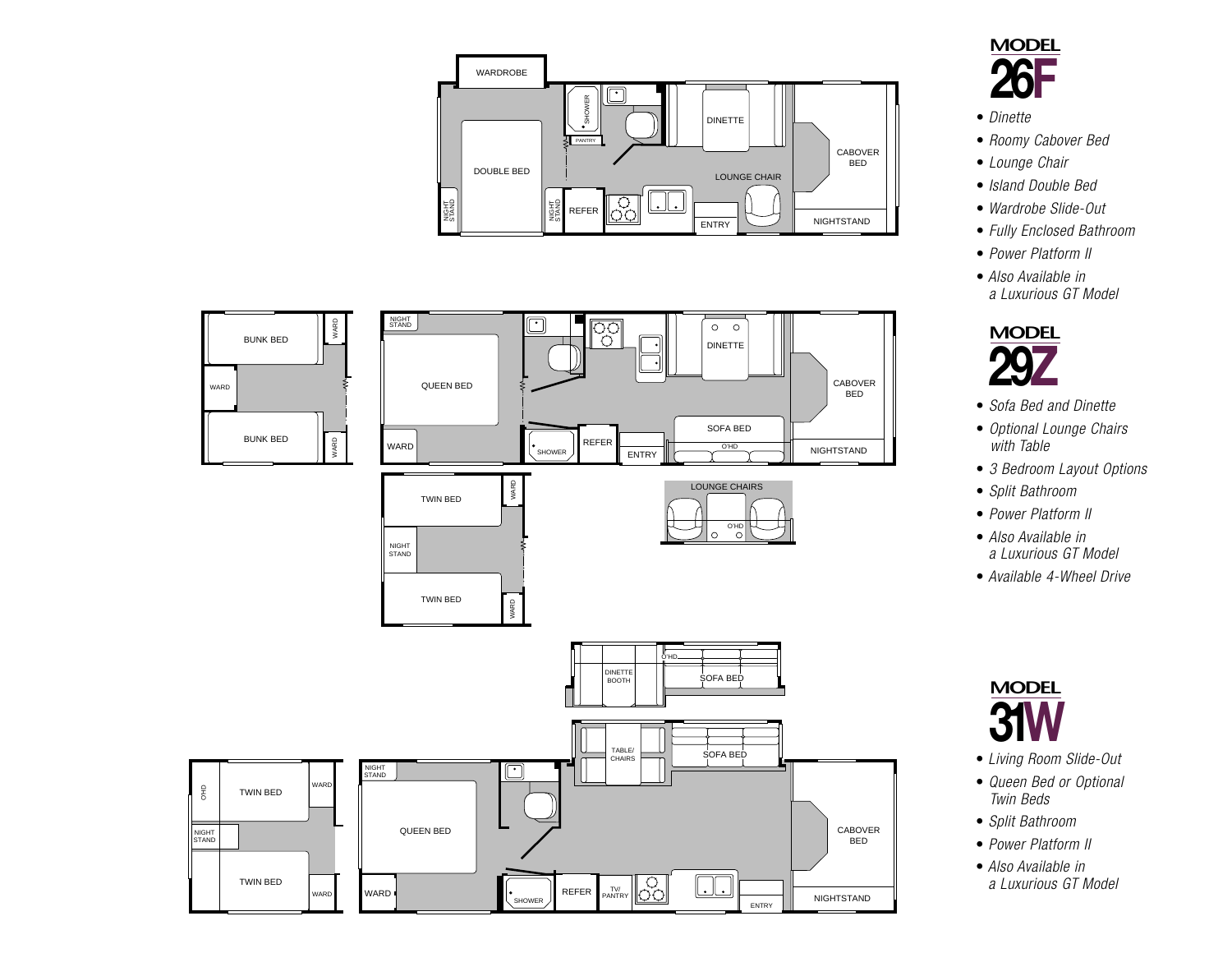## MODEL 26F

- *Dinette*
- *Roomy Cabover Bed*
- *Lounge Chair*
- *Island Double Bed*
- *Wardrobe Slide-Out*
- *Fully Enclosed Bathroom*
- *Power Platform II*
- *Also Available in a Luxurious GT Model*

## MODEL 29Z

- *Sofa Bed and Dinette*
- *Optional Lounge Chairs with Table*
- *3 Bedroom Layout Options*
- *Split Bathroom*
- *Power Platform II*
- *Also Available in a Luxurious GT Model*
- *Available 4-Wheel Drive*

## MODEL 31W

- *Living Room Slide-Out*
- *Queen Bed or Optional Twin Beds*
- *Split Bathroom*
- *Power Platform II*
- *Also Available in a Luxurious GT Model*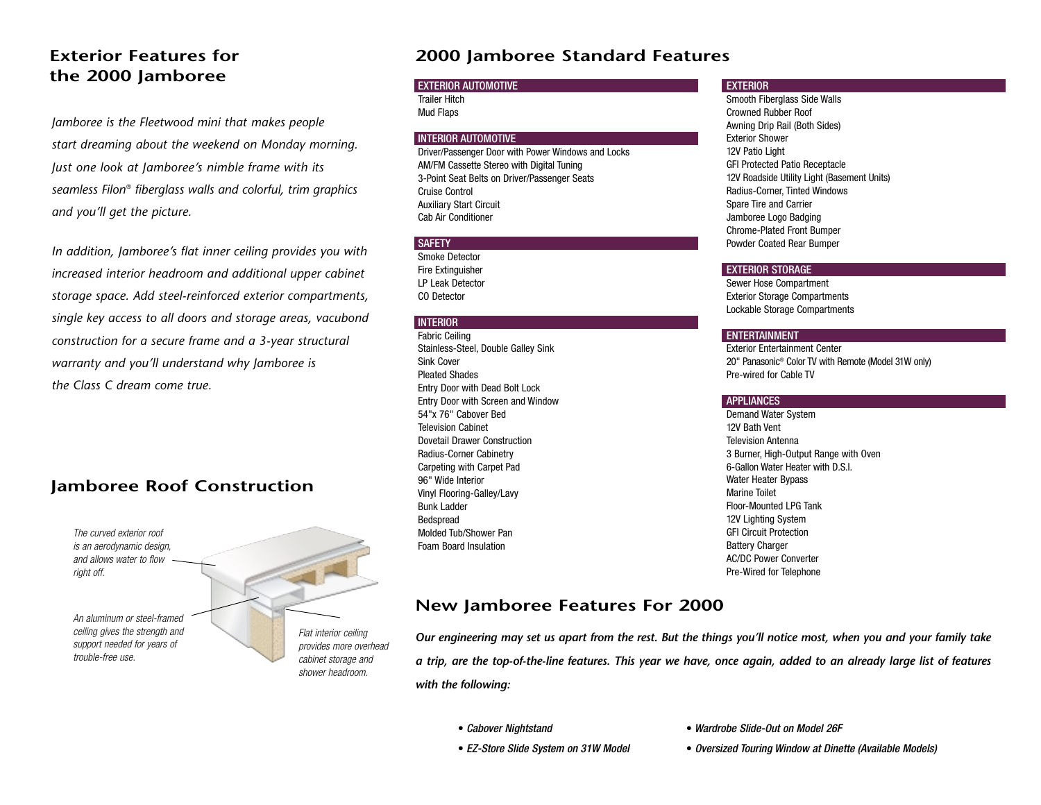## Exterior Features for the 2000 Jamboree

*Jamboree is the Fleetwood mini that makes people start dreaming about the weekend on Monday morning. Just one look at Jamboree's nimble frame with its seamless Filon® fiberglass walls and colorful, trim graphics and you'll get the picture.*

*In addition, Jamboree's flat inner ceiling provides you with increased interior headroom and additional upper cabinet storage space. Add steel-reinforced exterior compartments, single key access to all doors and storage areas, vacubond construction for a secure frame and a 3-year structural warranty and you'll understand why Jamboree is the Class C dream come true.*

## Jamboree Roof Construction

*The curved exterior roof is an aerodynamic design, and allows water to flow right off.*

*An aluminum or steel-framed ceiling gives the strength and support needed for years of trouble-free use.*

*Flat interior ceiling provides more overhead cabinet storage and shower headroom.*

## 2000 Jamboree Standard Features

### EXTERIOR AUTOMOTIVE
Trailer Hitch
Mud Flaps

### INTERIOR AUTOMOTIVE
Driver/Passenger Door with Power Windows and Locks
AM/FM Cassette Stereo with Digital Tuning
3-Point Seat Belts on Driver/Passenger Seats
Cruise Control
Auxiliary Start Circuit
Cab Air Conditioner

### SAFETY
Smoke Detector
Fire Extinguisher
LP Leak Detector
CO Detector

### INTERIOR
Fabric Ceiling
Stainless-Steel, Double Galley Sink
Sink Cover
Pleated Shades
Entry Door with Dead Bolt Lock
Entry Door with Screen and Window
54"x 76" Cabover Bed
Television Cabinet
Dovetail Drawer Construction
Radius-Corner Cabinetry
Carpeting with Carpet Pad
96" Wide Interior
Vinyl Flooring-Galley/Lavy
Bunk Ladder
Bedspread
Molded Tub/Shower Pan
Foam Board Insulation

### EXTERIOR
Smooth Fiberglass Side Walls
Crowned Rubber Roof
Awning Drip Rail (Both Sides)
Exterior Shower
12V Patio Light
GFI Protected Patio Receptacle
12V Roadside Utility Light (Basement Units)
Radius-Corner, Tinted Windows
Spare Tire and Carrier
Jamboree Logo Badging
Chrome-Plated Front Bumper
Powder Coated Rear Bumper

### EXTERIOR STORAGE
Sewer Hose Compartment
Exterior Storage Compartments
Lockable Storage Compartments

### ENTERTAINMENT
Exterior Entertainment Center
20" Panasonic® Color TV with Remote (Model 31W only)
Pre-wired for Cable TV

### APPLIANCES
Demand Water System
12V Bath Vent
Television Antenna
3 Burner, High-Output Range with Oven
6-Gallon Water Heater with D.S.I.
Water Heater Bypass
Marine Toilet
Floor-Mounted LPG Tank
12V Lighting System
GFI Circuit Protection
Battery Charger
AC/DC Power Converter
Pre-Wired for Telephone

## New Jamboree Features For 2000

***Our engineering may set us apart from the rest. But the things you'll notice most, when you and your family take a trip, are the top-of-the-line features. This year we have, once again, added to an already large list of features with the following:***

- *Cabover Nightstand*
- *EZ-Store Slide System on 31W Model*
- *Wardrobe Slide-Out on Model 26F*
- *Oversized Touring Window at Dinette (Available Models)*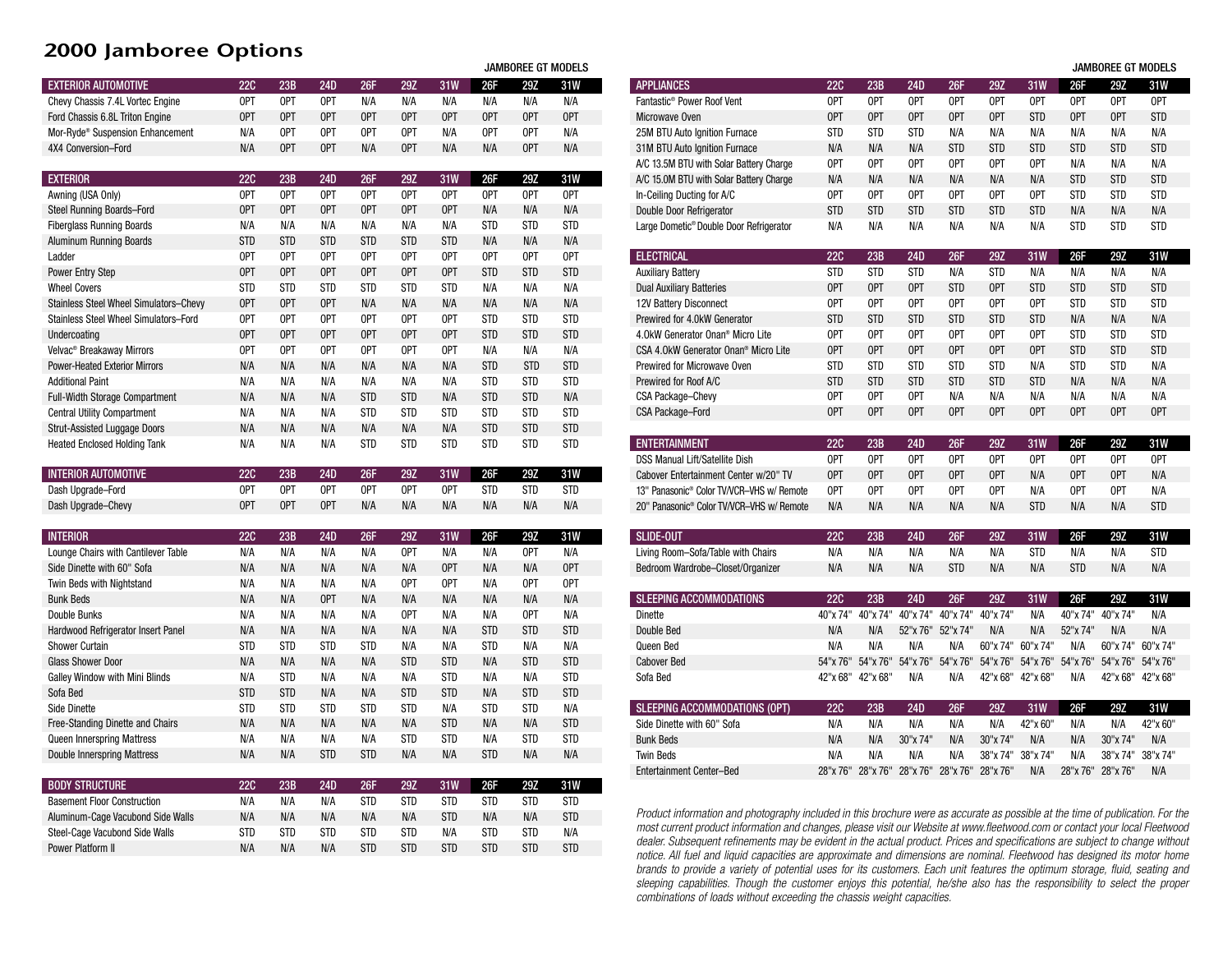# 2000 Jamboree Options

| EXTERIOR AUTOMOTIVE | 22C | 23B | 24D | 26F | 29Z | 31W | GT 26F | GT 29Z | GT 31W |
|---|---|---|---|---|---|---|---|---|---|
| Chevy Chassis 7.4L Vortec Engine | OPT | OPT | OPT | N/A | N/A | N/A | N/A | N/A | N/A |
| Ford Chassis 6.8L Triton Engine | OPT | OPT | OPT | OPT | OPT | OPT | OPT | OPT | OPT |
| Mor-Ryde® Suspension Enhancement | N/A | OPT | OPT | OPT | OPT | N/A | OPT | OPT | N/A |
| 4X4 Conversion–Ford | N/A | OPT | OPT | N/A | OPT | N/A | N/A | OPT | N/A |

| EXTERIOR | 22C | 23B | 24D | 26F | 29Z | 31W | GT 26F | GT 29Z | GT 31W |
|---|---|---|---|---|---|---|---|---|---|
| Awning (USA Only) | OPT | OPT | OPT | OPT | OPT | OPT | OPT | OPT | OPT |
| Steel Running Boards–Ford | OPT | OPT | OPT | OPT | OPT | OPT | N/A | N/A | N/A |
| Fiberglass Running Boards | N/A | N/A | N/A | N/A | N/A | N/A | STD | STD | STD |
| Aluminum Running Boards | STD | STD | STD | STD | STD | STD | N/A | N/A | N/A |
| Ladder | OPT | OPT | OPT | OPT | OPT | OPT | OPT | OPT | OPT |
| Power Entry Step | OPT | OPT | OPT | OPT | OPT | OPT | STD | STD | STD |
| Wheel Covers | STD | STD | STD | STD | STD | STD | N/A | N/A | N/A |
| Stainless Steel Wheel Simulators–Chevy | OPT | OPT | OPT | N/A | N/A | N/A | N/A | N/A | N/A |
| Stainless Steel Wheel Simulators–Ford | OPT | OPT | OPT | OPT | OPT | OPT | STD | STD | STD |
| Undercoating | OPT | OPT | OPT | OPT | OPT | OPT | STD | STD | STD |
| Velvac® Breakaway Mirrors | OPT | OPT | OPT | OPT | OPT | OPT | N/A | N/A | N/A |
| Power-Heated Exterior Mirrors | N/A | N/A | N/A | N/A | N/A | N/A | STD | STD | STD |
| Additional Paint | N/A | N/A | N/A | N/A | N/A | N/A | STD | STD | STD |
| Full-Width Storage Compartment | N/A | N/A | N/A | STD | STD | N/A | STD | STD | N/A |
| Central Utility Compartment | N/A | N/A | N/A | STD | STD | STD | STD | STD | STD |
| Strut-Assisted Luggage Doors | N/A | N/A | N/A | N/A | N/A | N/A | STD | STD | STD |
| Heated Enclosed Holding Tank | N/A | N/A | N/A | STD | STD | STD | STD | STD | STD |

| INTERIOR AUTOMOTIVE | 22C | 23B | 24D | 26F | 29Z | 31W | GT 26F | GT 29Z | GT 31W |
|---|---|---|---|---|---|---|---|---|---|
| Dash Upgrade–Ford | OPT | OPT | OPT | OPT | OPT | OPT | STD | STD | STD |
| Dash Upgrade–Chevy | OPT | OPT | OPT | N/A | N/A | N/A | N/A | N/A | N/A |

| INTERIOR | 22C | 23B | 24D | 26F | 29Z | 31W | GT 26F | GT 29Z | GT 31W |
|---|---|---|---|---|---|---|---|---|---|
| Lounge Chairs with Cantilever Table | N/A | N/A | N/A | N/A | OPT | N/A | N/A | OPT | N/A |
| Side Dinette with 60" Sofa | N/A | N/A | N/A | N/A | N/A | OPT | N/A | N/A | OPT |
| Twin Beds with Nightstand | N/A | N/A | N/A | N/A | OPT | OPT | N/A | OPT | OPT |
| Bunk Beds | N/A | N/A | OPT | N/A | N/A | N/A | N/A | N/A | N/A |
| Double Bunks | N/A | N/A | N/A | N/A | OPT | N/A | N/A | OPT | N/A |
| Hardwood Refrigerator Insert Panel | N/A | N/A | N/A | N/A | N/A | N/A | STD | STD | STD |
| Shower Curtain | STD | STD | STD | STD | N/A | N/A | STD | N/A | N/A |
| Glass Shower Door | N/A | N/A | N/A | N/A | STD | STD | N/A | STD | STD |
| Galley Window with Mini Blinds | N/A | STD | N/A | N/A | N/A | STD | N/A | N/A | STD |
| Sofa Bed | STD | STD | N/A | N/A | STD | STD | N/A | STD | STD |
| Side Dinette | STD | STD | STD | STD | STD | N/A | STD | STD | N/A |
| Free-Standing Dinette and Chairs | N/A | N/A | N/A | N/A | N/A | STD | N/A | N/A | STD |
| Queen Innerspring Mattress | N/A | N/A | N/A | N/A | STD | STD | N/A | STD | STD |
| Double Innerspring Mattress | N/A | N/A | STD | STD | N/A | N/A | STD | N/A | N/A |

| BODY STRUCTURE | 22C | 23B | 24D | 26F | 29Z | 31W | GT 26F | GT 29Z | GT 31W |
|---|---|---|---|---|---|---|---|---|---|
| Basement Floor Construction | N/A | N/A | N/A | STD | STD | STD | STD | STD | STD |
| Aluminum-Cage Vacubond Side Walls | N/A | N/A | N/A | N/A | N/A | STD | N/A | N/A | STD |
| Steel-Cage Vacubond Side Walls | STD | STD | STD | STD | STD | N/A | STD | STD | N/A |
| Power Platform II | N/A | N/A | N/A | STD | STD | STD | STD | STD | STD |

| APPLIANCES | 22C | 23B | 24D | 26F | 29Z | 31W | GT 26F | GT 29Z | GT 31W |
|---|---|---|---|---|---|---|---|---|---|
| Fantastic® Power Roof Vent | OPT | OPT | OPT | OPT | OPT | OPT | OPT | OPT | OPT |
| Microwave Oven | OPT | OPT | OPT | OPT | OPT | STD | OPT | OPT | STD |
| 25M BTU Auto Ignition Furnace | STD | STD | STD | N/A | N/A | N/A | N/A | N/A | N/A |
| 31M BTU Auto Ignition Furnace | N/A | N/A | N/A | STD | STD | STD | STD | STD | STD |
| A/C 13.5M BTU with Solar Battery Charge | OPT | OPT | OPT | OPT | OPT | OPT | N/A | N/A | N/A |
| A/C 15.0M BTU with Solar Battery Charge | N/A | N/A | N/A | N/A | N/A | N/A | STD | STD | STD |
| In-Ceiling Ducting for A/C | OPT | OPT | OPT | OPT | OPT | OPT | STD | STD | STD |
| Double Door Refrigerator | STD | STD | STD | STD | STD | STD | N/A | N/A | N/A |
| Large Dometic® Double Door Refrigerator | N/A | N/A | N/A | N/A | N/A | N/A | STD | STD | STD |

| ELECTRICAL | 22C | 23B | 24D | 26F | 29Z | 31W | GT 26F | GT 29Z | GT 31W |
|---|---|---|---|---|---|---|---|---|---|
| Auxiliary Battery | STD | STD | STD | N/A | STD | N/A | N/A | N/A | N/A |
| Dual Auxiliary Batteries | OPT | OPT | OPT | STD | OPT | STD | STD | STD | STD |
| 12V Battery Disconnect | OPT | OPT | OPT | OPT | OPT | OPT | STD | STD | STD |
| Prewired for 4.0kW Generator | STD | STD | STD | STD | STD | STD | N/A | N/A | N/A |
| 4.0kW Generator Onan® Micro Lite | OPT | OPT | OPT | OPT | OPT | OPT | STD | STD | STD |
| CSA 4.0kW Generator Onan® Micro Lite | OPT | OPT | OPT | OPT | OPT | OPT | STD | STD | STD |
| Prewired for Microwave Oven | STD | STD | STD | STD | STD | N/A | STD | STD | N/A |
| Prewired for Roof A/C | STD | STD | STD | STD | STD | STD | N/A | N/A | N/A |
| CSA Package–Chevy | OPT | OPT | OPT | N/A | N/A | N/A | N/A | N/A | N/A |
| CSA Package–Ford | OPT | OPT | OPT | OPT | OPT | OPT | OPT | OPT | OPT |

| ENTERTAINMENT | 22C | 23B | 24D | 26F | 29Z | 31W | GT 26F | GT 29Z | GT 31W |
|---|---|---|---|---|---|---|---|---|---|
| DSS Manual Lift/Satellite Dish | OPT | OPT | OPT | OPT | OPT | OPT | OPT | OPT | OPT |
| Cabover Entertainment Center w/20" TV | OPT | OPT | OPT | OPT | OPT | N/A | OPT | OPT | N/A |
| 13" Panasonic® Color TV/VCR–VHS w/ Remote | OPT | OPT | OPT | OPT | OPT | N/A | OPT | OPT | N/A |
| 20" Panasonic® Color TV/VCR–VHS w/ Remote | N/A | N/A | N/A | N/A | N/A | STD | N/A | N/A | STD |

| SLIDE-OUT | 22C | 23B | 24D | 26F | 29Z | 31W | GT 26F | GT 29Z | GT 31W |
|---|---|---|---|---|---|---|---|---|---|
| Living Room–Sofa/Table with Chairs | N/A | N/A | N/A | N/A | N/A | STD | N/A | N/A | STD |
| Bedroom Wardrobe–Closet/Organizer | N/A | N/A | N/A | STD | N/A | N/A | STD | N/A | N/A |

| SLEEPING ACCOMMODATIONS | 22C | 23B | 24D | 26F | 29Z | 31W | GT 26F | GT 29Z | GT 31W |
|---|---|---|---|---|---|---|---|---|---|
| Dinette | 40"x 74" | 40"x 74" | 40"x 74" | 40"x 74" | 40"x 74" | N/A | 40"x 74" | 40"x 74" | N/A |
| Double Bed | N/A | N/A | 52"x 76" | 52"x 74" | N/A | N/A | 52"x 74" | N/A | N/A |
| Queen Bed | N/A | N/A | N/A | N/A | 60"x 74" | 60"x 74" | N/A | 60"x 74" | 60"x 74" |
| Cabover Bed | 54"x 76" | 54"x 76" | 54"x 76" | 54"x 76" | 54"x 76" | 54"x 76" | 54"x 76" | 54"x 76" | 54"x 76" |
| Sofa Bed | 42"x 68" | 42"x 68" | N/A | N/A | 42"x 68" | 42"x 68" | N/A | 42"x 68" | 42"x 68" |

| SLEEPING ACCOMMODATIONS (OPT) | 22C | 23B | 24D | 26F | 29Z | 31W | GT 26F | GT 29Z | GT 31W |
|---|---|---|---|---|---|---|---|---|---|
| Side Dinette with 60" Sofa | N/A | N/A | N/A | N/A | N/A | 42"x 60" | N/A | N/A | 42"x 60" |
| Bunk Beds | N/A | N/A | 30"x 74" | N/A | 30"x 74" | N/A | N/A | 30"x 74" | N/A |
| Twin Beds | N/A | N/A | N/A | N/A | 38"x 74" | 38"x 74" | N/A | 38"x 74" | 38"x 74" |
| Entertainment Center–Bed | 28"x 76" | 28"x 76" | 28"x 76" | 28"x 76" | 28"x 76" | N/A | 28"x 76" | 28"x 76" | N/A |

GT = Jamboree GT Models

*Product information and photography included in this brochure were as accurate as possible at the time of publication. For the most current product information and changes, please visit our Website at www.fleetwood.com or contact your local Fleetwood dealer. Subsequent refinements may be evident in the actual product. Prices and specifications are subject to change without notice. All fuel and liquid capacities are approximate and dimensions are nominal. Fleetwood has designed its motor home brands to provide a variety of potential uses for its customers. Each unit features the optimum storage, fluid, seating and sleeping capabilities. Though the customer enjoys this potential, he/she also has the responsibility to select the proper combinations of loads without exceeding the chassis weight capacities.*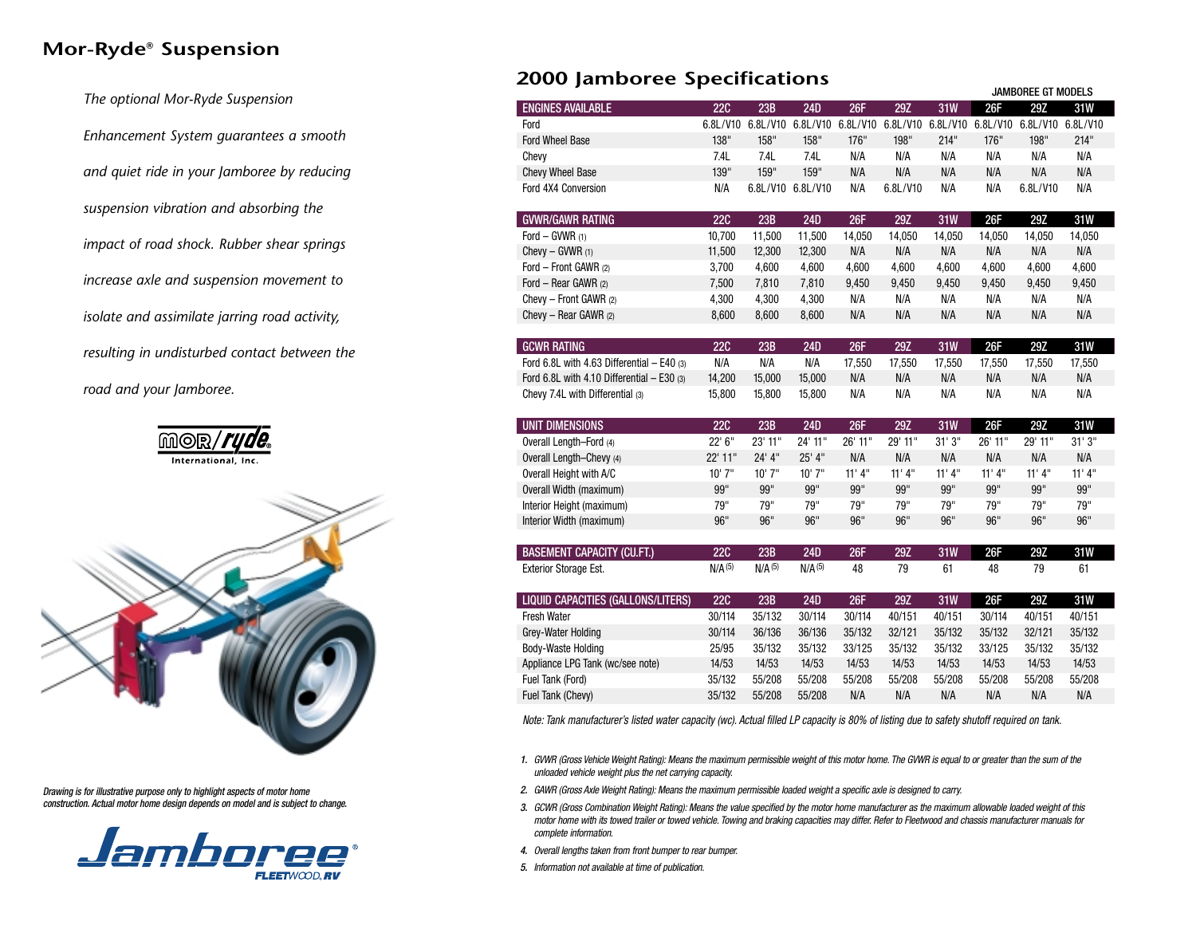## Mor-Ryde® Suspension

*The optional Mor-Ryde Suspension Enhancement System guarantees a smooth and quiet ride in your Jamboree by reducing suspension vibration and absorbing the impact of road shock. Rubber shear springs increase axle and suspension movement to isolate and assimilate jarring road activity, resulting in undisturbed contact between the road and your Jamboree.*

MOR/ryde® International, Inc.

*Drawing is for illustrative purpose only to highlight aspects of motor home construction. Actual motor home design depends on model and is subject to change.*

Jamboree® FLEETWOOD RV

## 2000 Jamboree Specifications

| | | | | | | | JAMBOREE GT MODELS | | |
|---|---|---|---|---|---|---|---|---|---|
| **ENGINES AVAILABLE** | **22C** | **23B** | **24D** | **26F** | **29Z** | **31W** | **26F** | **29Z** | **31W** |
| Ford | 6.8L/V10 | 6.8L/V10 | 6.8L/V10 | 6.8L/V10 | 6.8L/V10 | 6.8L/V10 | 6.8L/V10 | 6.8L/V10 | 6.8L/V10 |
| Ford Wheel Base | 138" | 158" | 158" | 176" | 198" | 214" | 176" | 198" | 214" |
| Chevy | 7.4L | 7.4L | 7.4L | N/A | N/A | N/A | N/A | N/A | N/A |
| Chevy Wheel Base | 139" | 159" | 159" | N/A | N/A | N/A | N/A | N/A | N/A |
| Ford 4X4 Conversion | N/A | 6.8L/V10 | 6.8L/V10 | N/A | 6.8L/V10 | N/A | N/A | 6.8L/V10 | N/A |
| **GVWR/GAWR RATING** | **22C** | **23B** | **24D** | **26F** | **29Z** | **31W** | **26F** | **29Z** | **31W** |
| Ford – GVWR (1) | 10,700 | 11,500 | 11,500 | 14,050 | 14,050 | 14,050 | 14,050 | 14,050 | 14,050 |
| Chevy – GVWR (1) | 11,500 | 12,300 | 12,300 | N/A | N/A | N/A | N/A | N/A | N/A |
| Ford – Front GAWR (2) | 3,700 | 4,600 | 4,600 | 4,600 | 4,600 | 4,600 | 4,600 | 4,600 | 4,600 |
| Ford – Rear GAWR (2) | 7,500 | 7,810 | 7,810 | 9,450 | 9,450 | 9,450 | 9,450 | 9,450 | 9,450 |
| Chevy – Front GAWR (2) | 4,300 | 4,300 | 4,300 | N/A | N/A | N/A | N/A | N/A | N/A |
| Chevy – Rear GAWR (2) | 8,600 | 8,600 | 8,600 | N/A | N/A | N/A | N/A | N/A | N/A |
| **GCWR RATING** | **22C** | **23B** | **24D** | **26F** | **29Z** | **31W** | **26F** | **29Z** | **31W** |
| Ford 6.8L with 4.63 Differential – E40 (3) | N/A | N/A | N/A | 17,550 | 17,550 | 17,550 | 17,550 | 17,550 | 17,550 |
| Ford 6.8L with 4.10 Differential – E30 (3) | 14,200 | 15,000 | 15,000 | N/A | N/A | N/A | N/A | N/A | N/A |
| Chevy 7.4L with Differential (3) | 15,800 | 15,800 | 15,800 | N/A | N/A | N/A | N/A | N/A | N/A |
| **UNIT DIMENSIONS** | **22C** | **23B** | **24D** | **26F** | **29Z** | **31W** | **26F** | **29Z** | **31W** |
| Overall Length–Ford (4) | 22' 6" | 23' 11" | 24' 11" | 26' 11" | 29' 11" | 31' 3" | 26' 11" | 29' 11" | 31' 3" |
| Overall Length–Chevy (4) | 22' 11" | 24' 4" | 25' 4" | N/A | N/A | N/A | N/A | N/A | N/A |
| Overall Height with A/C | 10' 7" | 10' 7" | 10' 7" | 11' 4" | 11' 4" | 11' 4" | 11' 4" | 11' 4" | 11' 4" |
| Overall Width (maximum) | 99" | 99" | 99" | 99" | 99" | 99" | 99" | 99" | 99" |
| Interior Height (maximum) | 79" | 79" | 79" | 79" | 79" | 79" | 79" | 79" | 79" |
| Interior Width (maximum) | 96" | 96" | 96" | 96" | 96" | 96" | 96" | 96" | 96" |
| **BASEMENT CAPACITY (CU.FT.)** | **22C** | **23B** | **24D** | **26F** | **29Z** | **31W** | **26F** | **29Z** | **31W** |
| Exterior Storage Est. | N/A (5) | N/A (5) | N/A (5) | 48 | 79 | 61 | 48 | 79 | 61 |
| **LIQUID CAPACITIES (GALLONS/LITERS)** | **22C** | **23B** | **24D** | **26F** | **29Z** | **31W** | **26F** | **29Z** | **31W** |
| Fresh Water | 30/114 | 35/132 | 30/114 | 30/114 | 40/151 | 40/151 | 30/114 | 40/151 | 40/151 |
| Grey-Water Holding | 30/114 | 36/136 | 36/136 | 35/132 | 32/121 | 35/132 | 35/132 | 32/121 | 35/132 |
| Body-Waste Holding | 25/95 | 35/132 | 35/132 | 33/125 | 35/132 | 35/132 | 33/125 | 35/132 | 35/132 |
| Appliance LPG Tank (wc/see note) | 14/53 | 14/53 | 14/53 | 14/53 | 14/53 | 14/53 | 14/53 | 14/53 | 14/53 |
| Fuel Tank (Ford) | 35/132 | 55/208 | 55/208 | 55/208 | 55/208 | 55/208 | 55/208 | 55/208 | 55/208 |
| Fuel Tank (Chevy) | 35/132 | 55/208 | 55/208 | N/A | N/A | N/A | N/A | N/A | N/A |

*Note: Tank manufacturer's listed water capacity (wc). Actual filled LP capacity is 80% of listing due to safety shutoff required on tank.*

1. *GVWR (Gross Vehicle Weight Rating): Means the maximum permissible weight of this motor home. The GVWR is equal to or greater than the sum of the unloaded vehicle weight plus the net carrying capacity.*
2. *GAWR (Gross Axle Weight Rating): Means the maximum permissible loaded weight a specific axle is designed to carry.*
3. *GCWR (Gross Combination Weight Rating): Means the value specified by the motor home manufacturer as the maximum allowable loaded weight of this motor home with its towed trailer or towed vehicle. Towing and braking capacities may differ. Refer to Fleetwood and chassis manufacturer manuals for complete information.*
4. *Overall lengths taken from front bumper to rear bumper.*
5. *Information not available at time of publication.*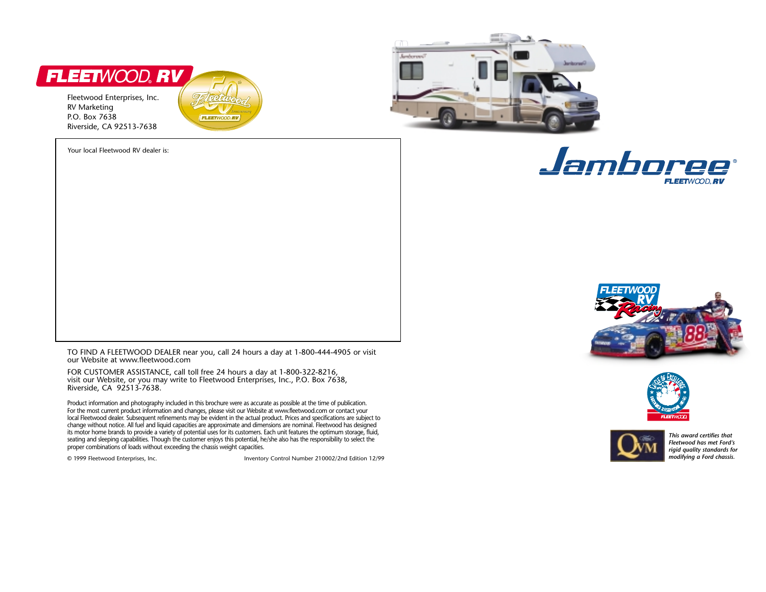FLEETWOOD RV

Fleetwood Enterprises, Inc.
RV Marketing
P.O. Box 7638
Riverside, CA 92513-7638

Your local Fleetwood RV dealer is:

TO FIND A FLEETWOOD DEALER near you, call 24 hours a day at 1-800-444-4905 or visit our Website at www.fleetwood.com

FOR CUSTOMER ASSISTANCE, call toll free 24 hours a day at 1-800-322-8216, visit our Website, or you may write to Fleetwood Enterprises, Inc., P.O. Box 7638, Riverside, CA 92513-7638.

Product information and photography included in this brochure were as accurate as possible at the time of publication. For the most current product information and changes, please visit our Website at www.fleetwood.com or contact your local Fleetwood dealer. Subsequent refinements may be evident in the actual product. Prices and specifications are subject to change without notice. All fuel and liquid capacities are approximate and dimensions are nominal. Fleetwood has designed its motor home brands to provide a variety of potential uses for its customers. Each unit features the optimum storage, fluid, seating and sleeping capabilities. Though the customer enjoys this potential, he/she also has the responsibility to select the proper combinations of loads without exceeding the chassis weight capacities.

© 1999 Fleetwood Enterprises, Inc.

Inventory Control Number 210002/2nd Edition 12/99

Jamboree®
FLEETWOOD RV

*This award certifies that Fleetwood has met Ford's rigid quality standards for modifying a Ford chassis.*